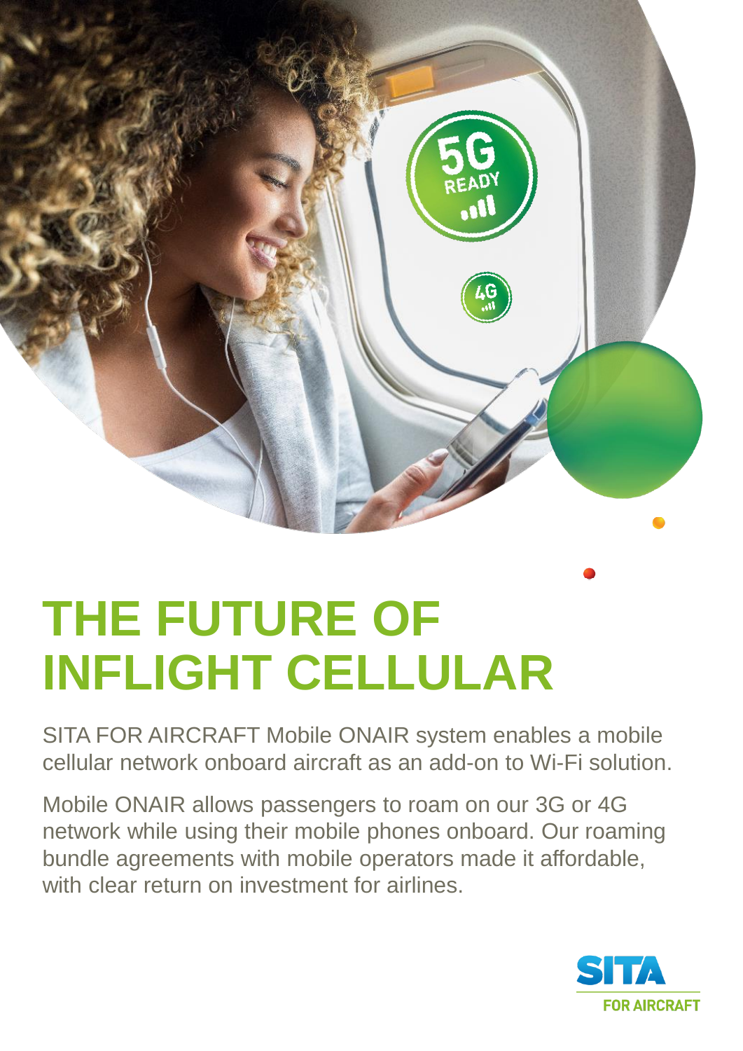# THE FUTURE OF INFLIGHT CELLULAR

SITA FOR AIRCRAFT Mobile ONAIR system enables a mobile cellular network onboard aircraft as an add-on to Wi-Fi solution.

Mobile ONAIR allows passengers to roam on our 3G or 4G network while using their mobile phones onboard. Our roaming bundle agreements with mobile operators made it affordable, with clear return on investment for airlines.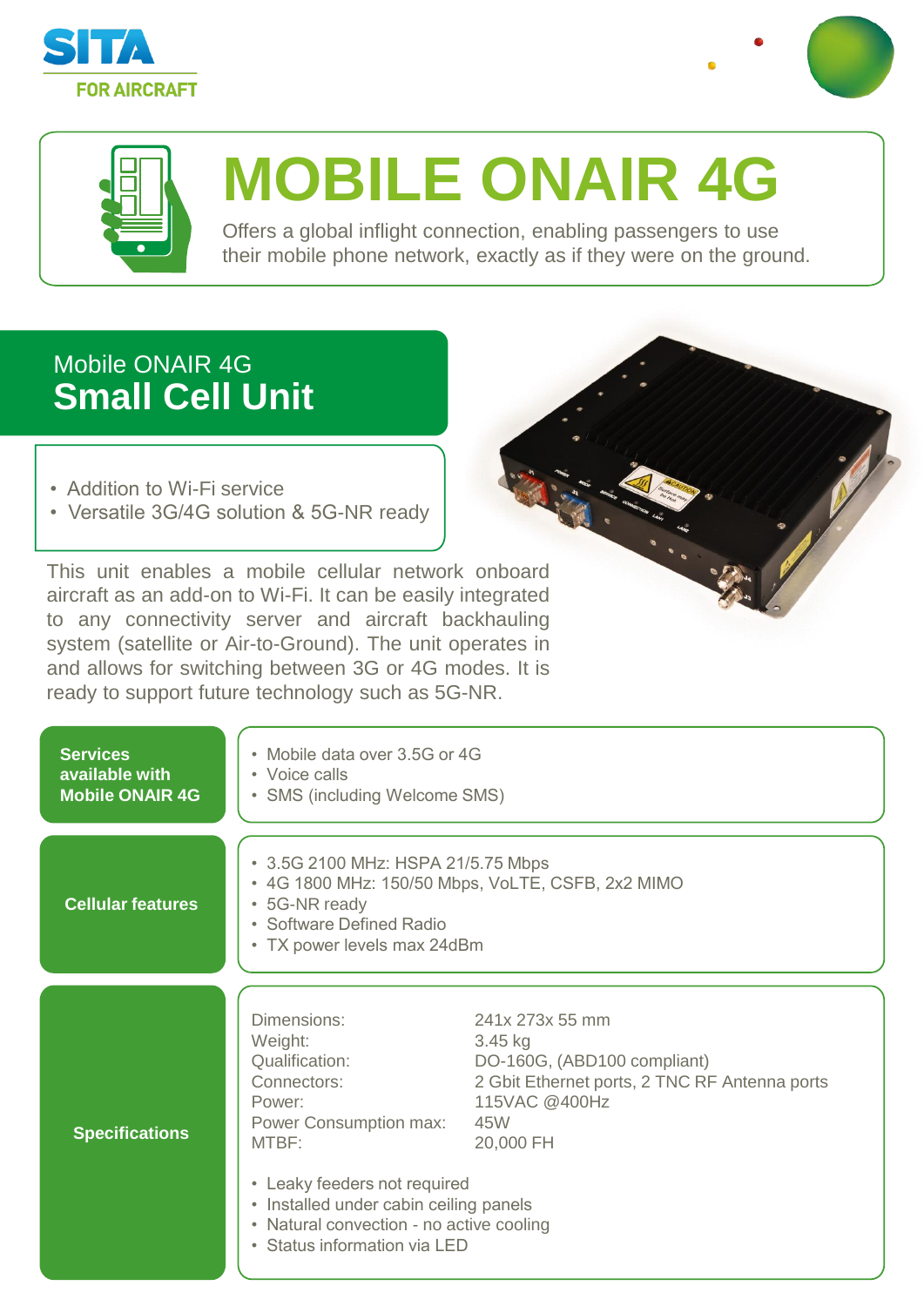SITA
FOR AIRCRAFT

# MOBILE ONAIR 4G

Offers a global inflight connection, enabling passengers to use their mobile phone network, exactly as if they were on the ground.

## Mobile ONAIR 4G
## **Small Cell Unit**

- Addition to Wi-Fi service
- Versatile 3G/4G solution & 5G-NR ready

This unit enables a mobile cellular network onboard aircraft as an add-on to Wi-Fi. It can be easily integrated to any connectivity server and aircraft backhauling system (satellite or Air-to-Ground). The unit operates in and allows for switching between 3G or 4G modes. It is ready to support future technology such as 5G-NR.

**Services available with Mobile ONAIR 4G**

- Mobile data over 3.5G or 4G
- Voice calls
- SMS (including Welcome SMS)

**Cellular features**

- 3.5G 2100 MHz: HSPA 21/5.75 Mbps
- 4G 1800 MHz: 150/50 Mbps, VoLTE, CSFB, 2x2 MIMO
- 5G-NR ready
- Software Defined Radio
- TX power levels max 24dBm

**Specifications**

| | |
|---|---|
| Dimensions: | 241x 273x 55 mm |
| Weight: | 3.45 kg |
| Qualification: | DO-160G, (ABD100 compliant) |
| Connectors: | 2 Gbit Ethernet ports, 2 TNC RF Antenna ports |
| Power: | 115VAC @400Hz |
| Power Consumption max: | 45W |
| MTBF: | 20,000 FH |

- Leaky feeders not required
- Installed under cabin ceiling panels
- Natural convection - no active cooling
- Status information via LED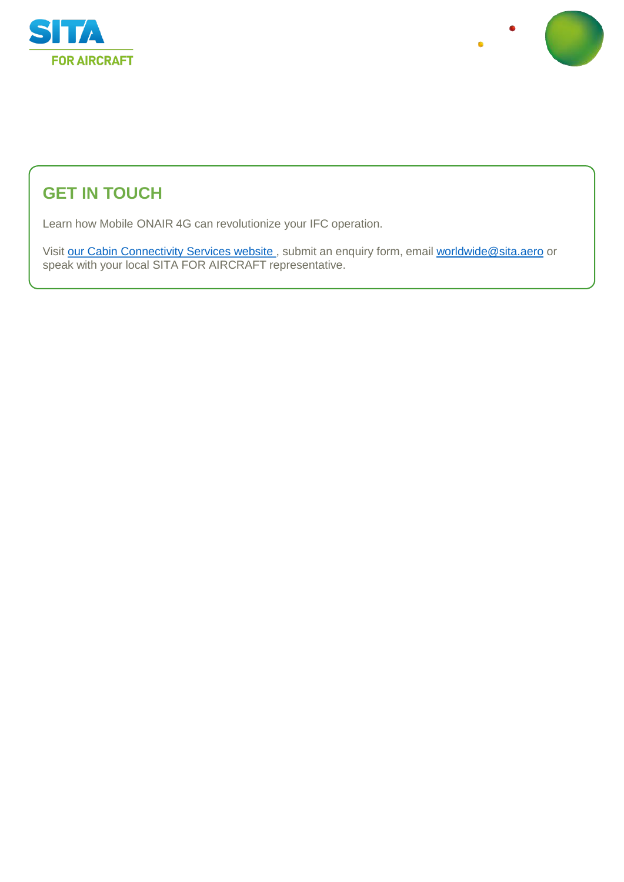## GET IN TOUCH

Learn how Mobile ONAIR 4G can revolutionize your IFC operation.

Visit our Cabin Connectivity Services website , submit an enquiry form, email worldwide@sita.aero or speak with your local SITA FOR AIRCRAFT representative.